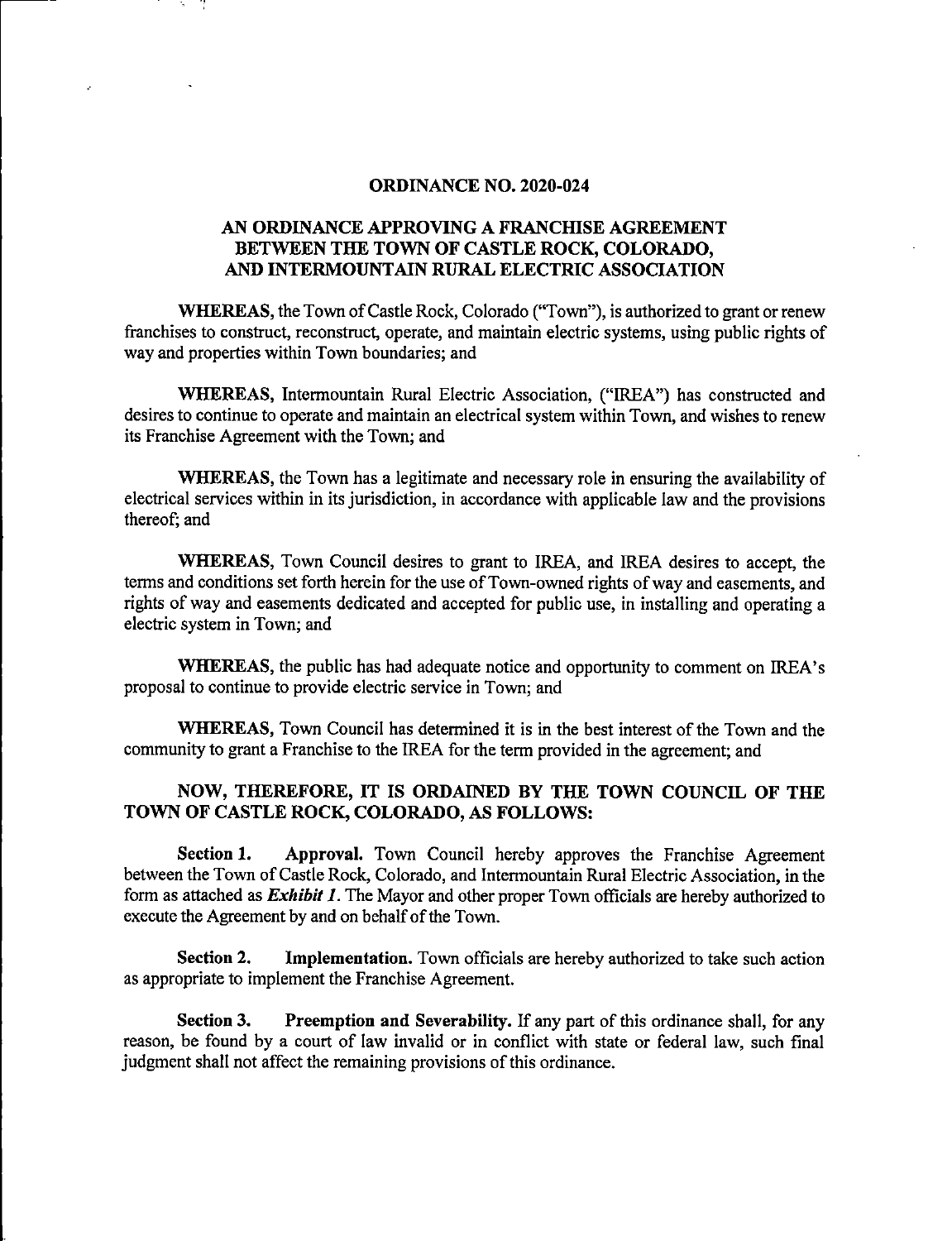# ORDINANCE NO. 2020-024

## AN ORDINANCE APPROVING A FRANCHISE AGREEMENT BETWEEN THE TOWN OF CASTLE ROCK, COLORADO, AND INTERMOUNTAIN RURAL ELECTRIC ASSOCIATION

**WHEREAS,** the Town of Castle Rock, Colorado ("Town"), is authorized to grant or renew franchises to construct, reconstruct, operate, and maintain electric systems, using public rights of way and properties within Town boundaries; and

**WHEREAS,** Intermountain Rural Electric Association, ("IREA") has constructed and desires to continue to operate and maintain an electrical system within Town, and wishes to renew its Franchise Agreement with the Town; and

**WHEREAS,** the Town has a legitimate and necessary role in ensuring the availability of electrical services within in its jurisdiction, in accordance with applicable law and the provisions thereof; and

**WHEREAS,** Town Council desires to grant to IREA, and IREA desires to accept, the terms and conditions set forth herein for the use of Town-owned rights of way and easements, and rights of way and easements dedicated and accepted for public use, in installing and operating a electric system in Town; and

**WHEREAS,** the public has had adequate notice and opportunity to comment on IREA's proposal to continue to provide electric service in Town; and

**WHEREAS,** Town Council has determined it is in the best interest of the Town and the community to grant a Franchise to the IREA for the term provided in the agreement; and

**NOW, THEREFORE, IT IS ORDAINED BY THE TOWN COUNCIL OF THE TOWN OF CASTLE ROCK, COLORADO, AS FOLLOWS:**

**Section 1. Approval.** Town Council hereby approves the Franchise Agreement between the Town of Castle Rock, Colorado, and Intermountain Rural Electric Association, in the form as attached as ***Exhibit 1***. The Mayor and other proper Town officials are hereby authorized to execute the Agreement by and on behalf of the Town.

**Section 2. Implementation.** Town officials are hereby authorized to take such action as appropriate to implement the Franchise Agreement.

**Section 3. Preemption and Severability.** If any part of this ordinance shall, for any reason, be found by a court of law invalid or in conflict with state or federal law, such final judgment shall not affect the remaining provisions of this ordinance.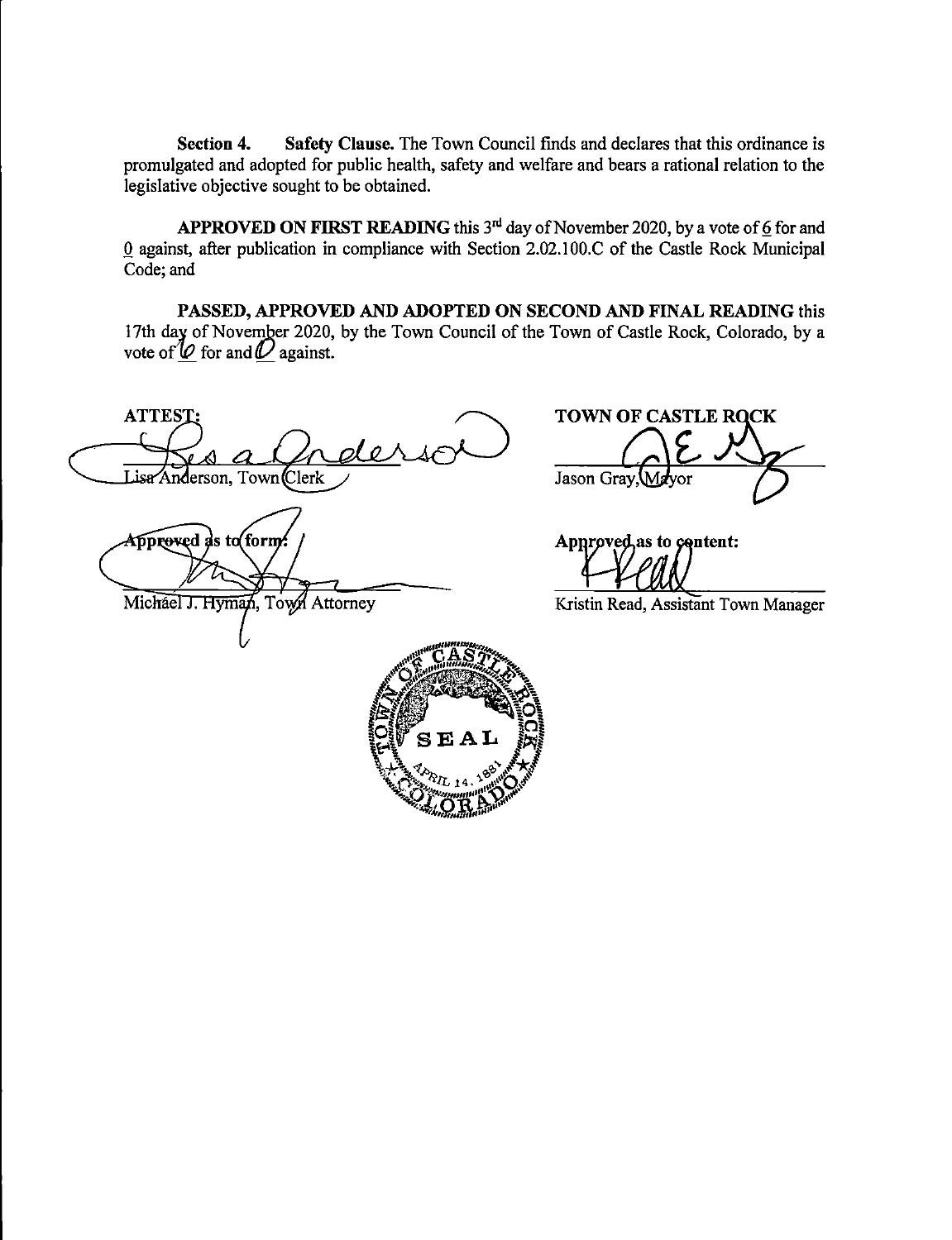**Section 4. Safety Clause.** The Town Council finds and declares that this ordinance is promulgated and adopted for public health, safety and welfare and bears a rational relation to the legislative objective sought to be obtained.

**APPROVED ON FIRST READING** this 3rd day of November 2020, by a vote of 6 for and 0 against, after publication in compliance with Section 2.02.100.C of the Castle Rock Municipal Code; and

**PASSED, APPROVED AND ADOPTED ON SECOND AND FINAL READING** this 17th day of November 2020, by the Town Council of the Town of Castle Rock, Colorado, by a vote of 6 for and 0 against.

**ATTEST:**

Lisa Anderson, Town Clerk

**TOWN OF CASTLE ROCK**

Jason Gray, Mayor

**Approved as to form:**

Michael J. Hyman, Town Attorney

**Approved as to content:**

Kristin Read, Assistant Town Manager

TOWN OF CASTLE ROCK SEAL APRIL 14, 1881 COLORADO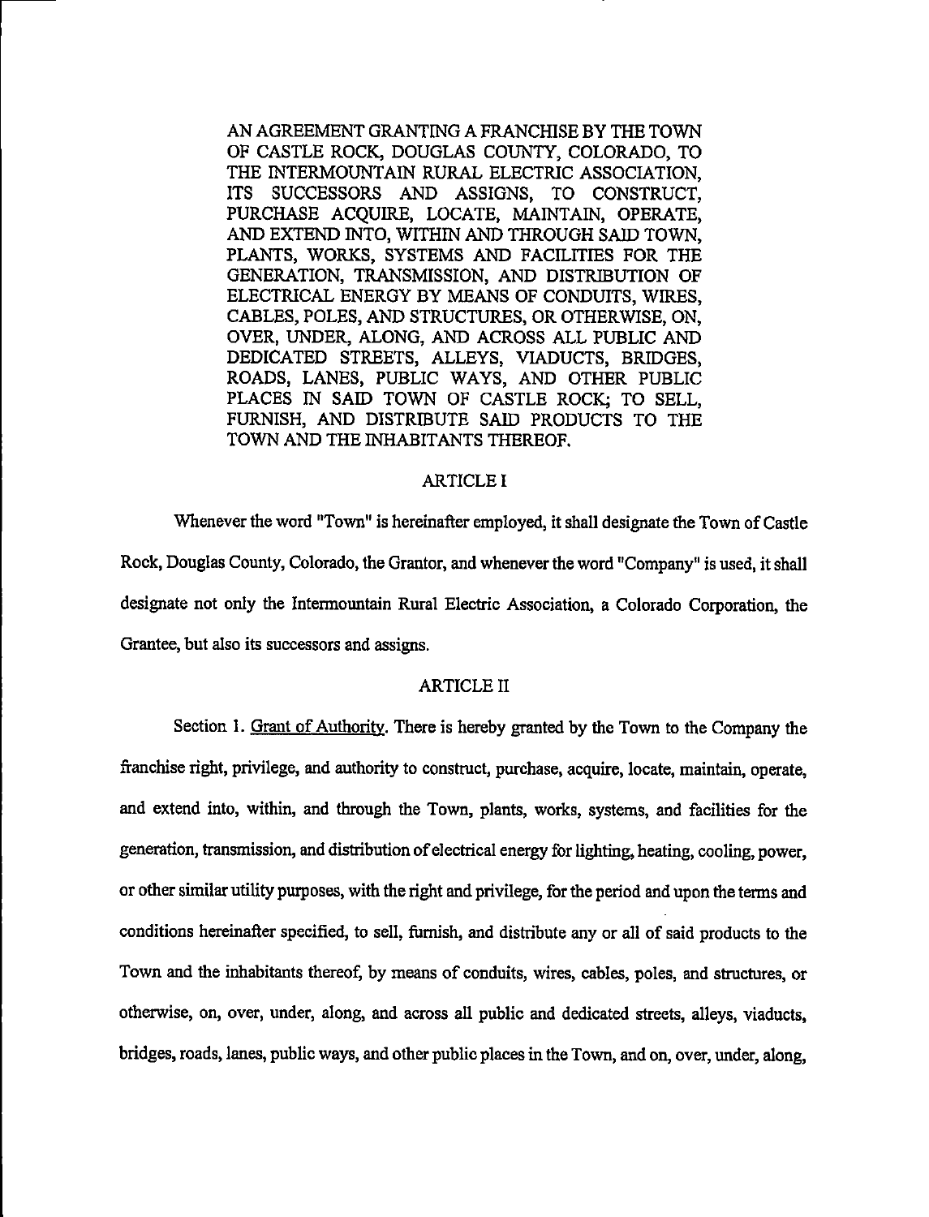AN AGREEMENT GRANTING A FRANCHISE BY THE TOWN OF CASTLE ROCK, DOUGLAS COUNTY, COLORADO, TO THE INTERMOUNTAIN RURAL ELECTRIC ASSOCIATION, ITS SUCCESSORS AND ASSIGNS, TO CONSTRUCT, PURCHASE ACQUIRE, LOCATE, MAINTAIN, OPERATE, AND EXTEND INTO, WITHIN AND THROUGH SAID TOWN, PLANTS, WORKS, SYSTEMS AND FACILITIES FOR THE GENERATION, TRANSMISSION, AND DISTRIBUTION OF ELECTRICAL ENERGY BY MEANS OF CONDUITS, WIRES, CABLES, POLES, AND STRUCTURES, OR OTHERWISE, ON, OVER, UNDER, ALONG, AND ACROSS ALL PUBLIC AND DEDICATED STREETS, ALLEYS, VIADUCTS, BRIDGES, ROADS, LANES, PUBLIC WAYS, AND OTHER PUBLIC PLACES IN SAID TOWN OF CASTLE ROCK; TO SELL, FURNISH, AND DISTRIBUTE SAID PRODUCTS TO THE TOWN AND THE INHABITANTS THEREOF.

## ARTICLE I

Whenever the word "Town" is hereinafter employed, it shall designate the Town of Castle Rock, Douglas County, Colorado, the Grantor, and whenever the word "Company" is used, it shall designate not only the Intermountain Rural Electric Association, a Colorado Corporation, the Grantee, but also its successors and assigns.

## ARTICLE II

Section 1. Grant of Authority. There is hereby granted by the Town to the Company the franchise right, privilege, and authority to construct, purchase, acquire, locate, maintain, operate, and extend into, within, and through the Town, plants, works, systems, and facilities for the generation, transmission, and distribution of electrical energy for lighting, heating, cooling, power, or other similar utility purposes, with the right and privilege, for the period and upon the terms and conditions hereinafter specified, to sell, furnish, and distribute any or all of said products to the Town and the inhabitants thereof, by means of conduits, wires, cables, poles, and structures, or otherwise, on, over, under, along, and across all public and dedicated streets, alleys, viaducts, bridges, roads, lanes, public ways, and other public places in the Town, and on, over, under, along,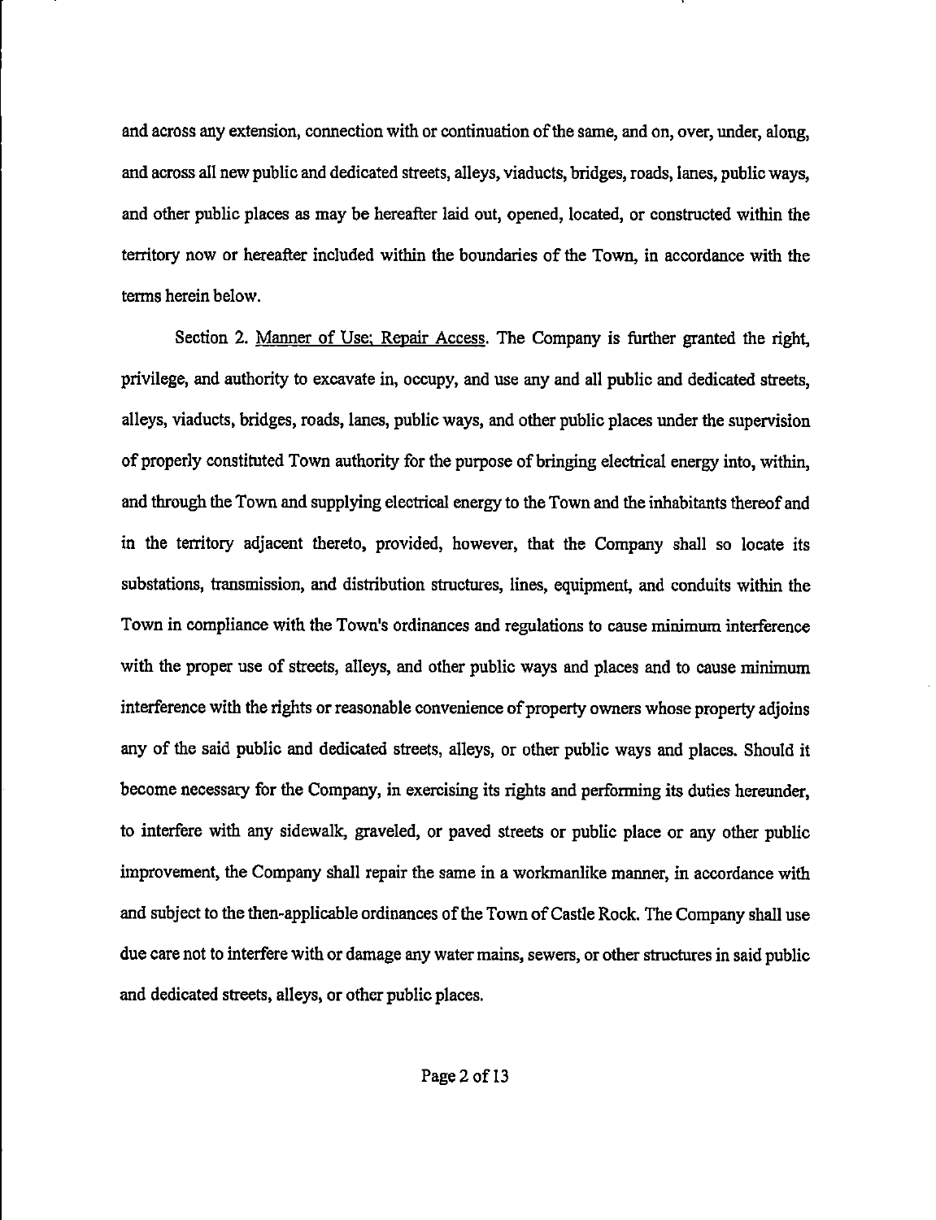and across any extension, connection with or continuation of the same, and on, over, under, along, and across all new public and dedicated streets, alleys, viaducts, bridges, roads, lanes, public ways, and other public places as may be hereafter laid out, opened, located, or constructed within the territory now or hereafter included within the boundaries of the Town, in accordance with the terms herein below.

Section 2. Manner of Use; Repair Access. The Company is further granted the right, privilege, and authority to excavate in, occupy, and use any and all public and dedicated streets, alleys, viaducts, bridges, roads, lanes, public ways, and other public places under the supervision of properly constituted Town authority for the purpose of bringing electrical energy into, within, and through the Town and supplying electrical energy to the Town and the inhabitants thereof and in the territory adjacent thereto, provided, however, that the Company shall so locate its substations, transmission, and distribution structures, lines, equipment, and conduits within the Town in compliance with the Town's ordinances and regulations to cause minimum interference with the proper use of streets, alleys, and other public ways and places and to cause minimum interference with the rights or reasonable convenience of property owners whose property adjoins any of the said public and dedicated streets, alleys, or other public ways and places. Should it become necessary for the Company, in exercising its rights and performing its duties hereunder, to interfere with any sidewalk, graveled, or paved streets or public place or any other public improvement, the Company shall repair the same in a workmanlike manner, in accordance with and subject to the then-applicable ordinances of the Town of Castle Rock. The Company shall use due care not to interfere with or damage any water mains, sewers, or other structures in said public and dedicated streets, alleys, or other public places.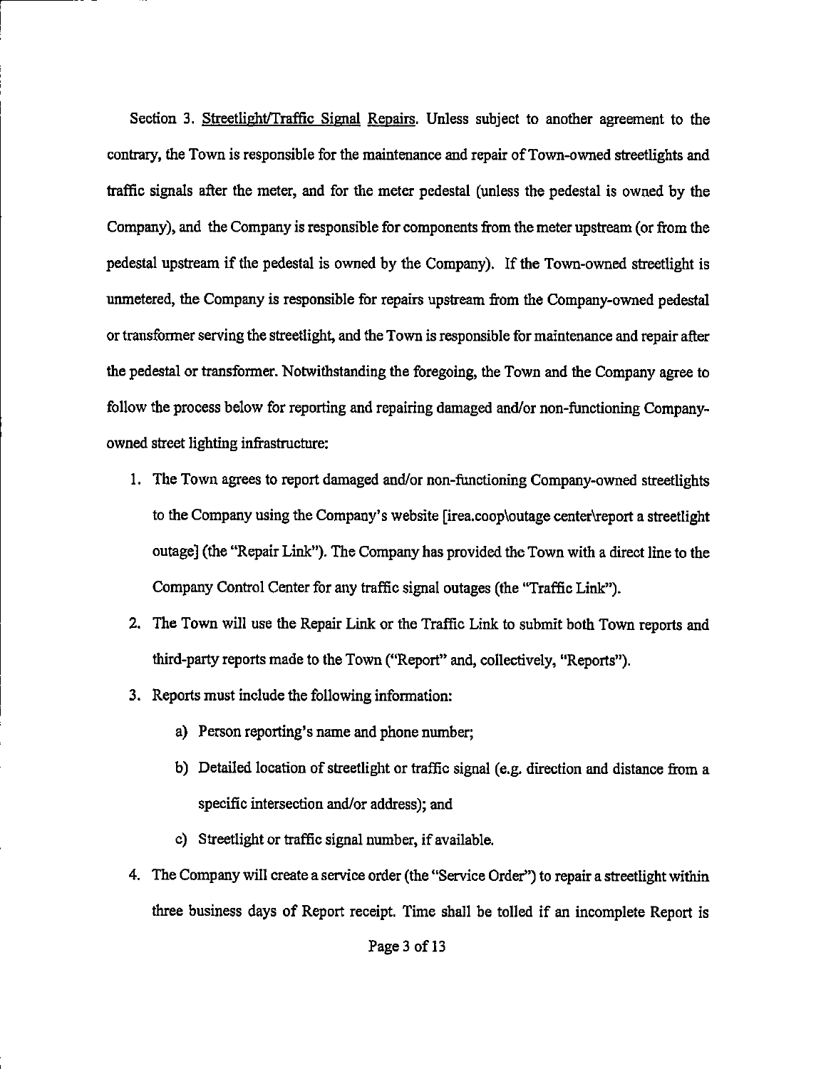Section 3. Streetlight/Traffic Signal Repairs. Unless subject to another agreement to the contrary, the Town is responsible for the maintenance and repair of Town-owned streetlights and traffic signals after the meter, and for the meter pedestal (unless the pedestal is owned by the Company), and the Company is responsible for components from the meter upstream (or from the pedestal upstream if the pedestal is owned by the Company). If the Town-owned streetlight is unmetered, the Company is responsible for repairs upstream from the Company-owned pedestal or transformer serving the streetlight, and the Town is responsible for maintenance and repair after the pedestal or transformer. Notwithstanding the foregoing, the Town and the Company agree to follow the process below for reporting and repairing damaged and/or non-functioning Company-owned street lighting infrastructure:

1. The Town agrees to report damaged and/or non-functioning Company-owned streetlights to the Company using the Company's website [irea.coop\outage center\report a streetlight outage] (the "Repair Link"). The Company has provided the Town with a direct line to the Company Control Center for any traffic signal outages (the "Traffic Link").
2. The Town will use the Repair Link or the Traffic Link to submit both Town reports and third-party reports made to the Town ("Report" and, collectively, "Reports").
3. Reports must include the following information:
   a) Person reporting's name and phone number;
   b) Detailed location of streetlight or traffic signal (e.g. direction and distance from a specific intersection and/or address); and
   c) Streetlight or traffic signal number, if available.
4. The Company will create a service order (the "Service Order") to repair a streetlight within three business days of Report receipt. Time shall be tolled if an incomplete Report is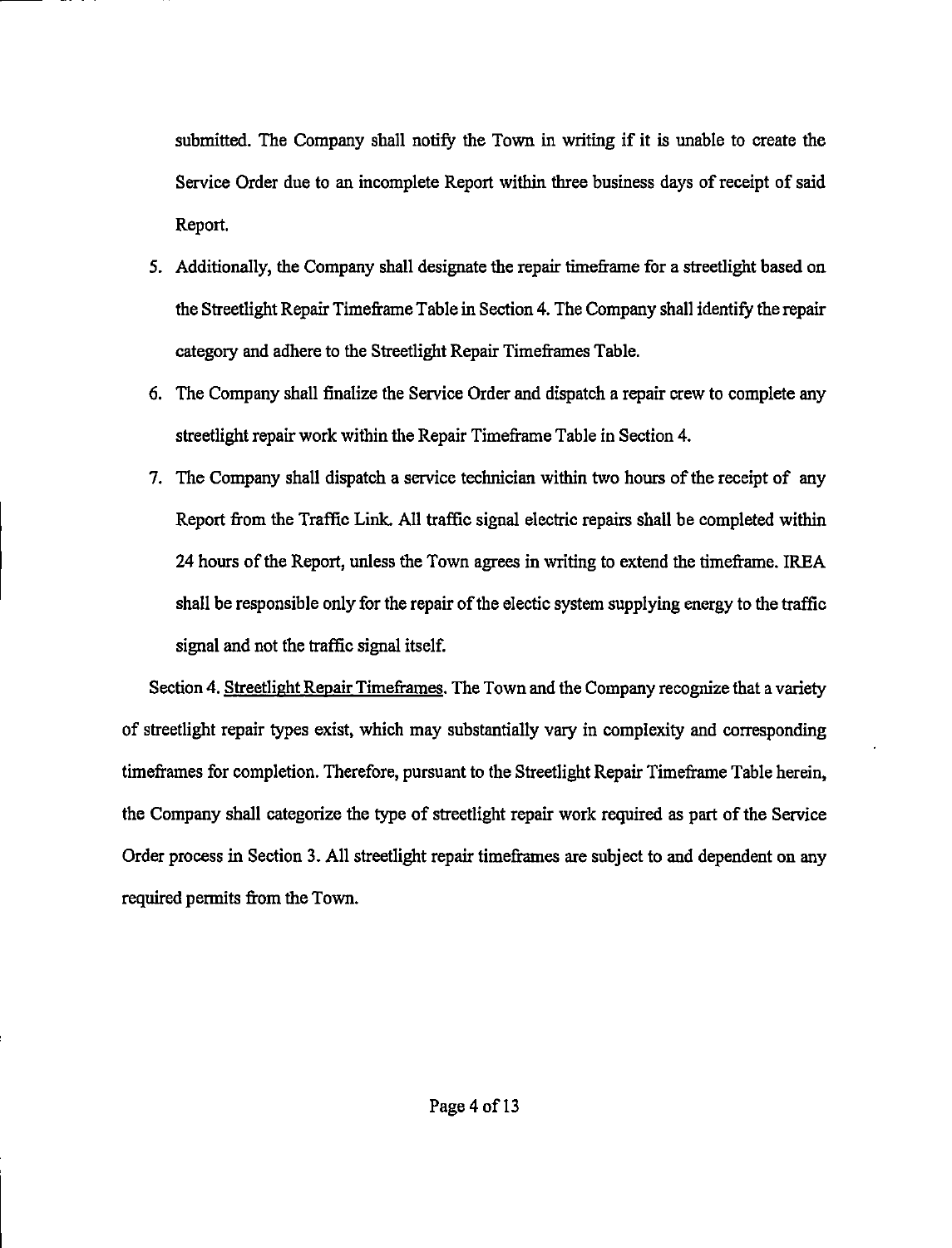submitted. The Company shall notify the Town in writing if it is unable to create the Service Order due to an incomplete Report within three business days of receipt of said Report.

5. Additionally, the Company shall designate the repair timeframe for a streetlight based on the Streetlight Repair Timeframe Table in Section 4. The Company shall identify the repair category and adhere to the Streetlight Repair Timeframes Table.
6. The Company shall finalize the Service Order and dispatch a repair crew to complete any streetlight repair work within the Repair Timeframe Table in Section 4.
7. The Company shall dispatch a service technician within two hours of the receipt of any Report from the Traffic Link. All traffic signal electric repairs shall be completed within 24 hours of the Report, unless the Town agrees in writing to extend the timeframe. IREA shall be responsible only for the repair of the electic system supplying energy to the traffic signal and not the traffic signal itself.

Section 4. Streetlight Repair Timeframes. The Town and the Company recognize that a variety of streetlight repair types exist, which may substantially vary in complexity and corresponding timeframes for completion. Therefore, pursuant to the Streetlight Repair Timeframe Table herein, the Company shall categorize the type of streetlight repair work required as part of the Service Order process in Section 3. All streetlight repair timeframes are subject to and dependent on any required permits from the Town.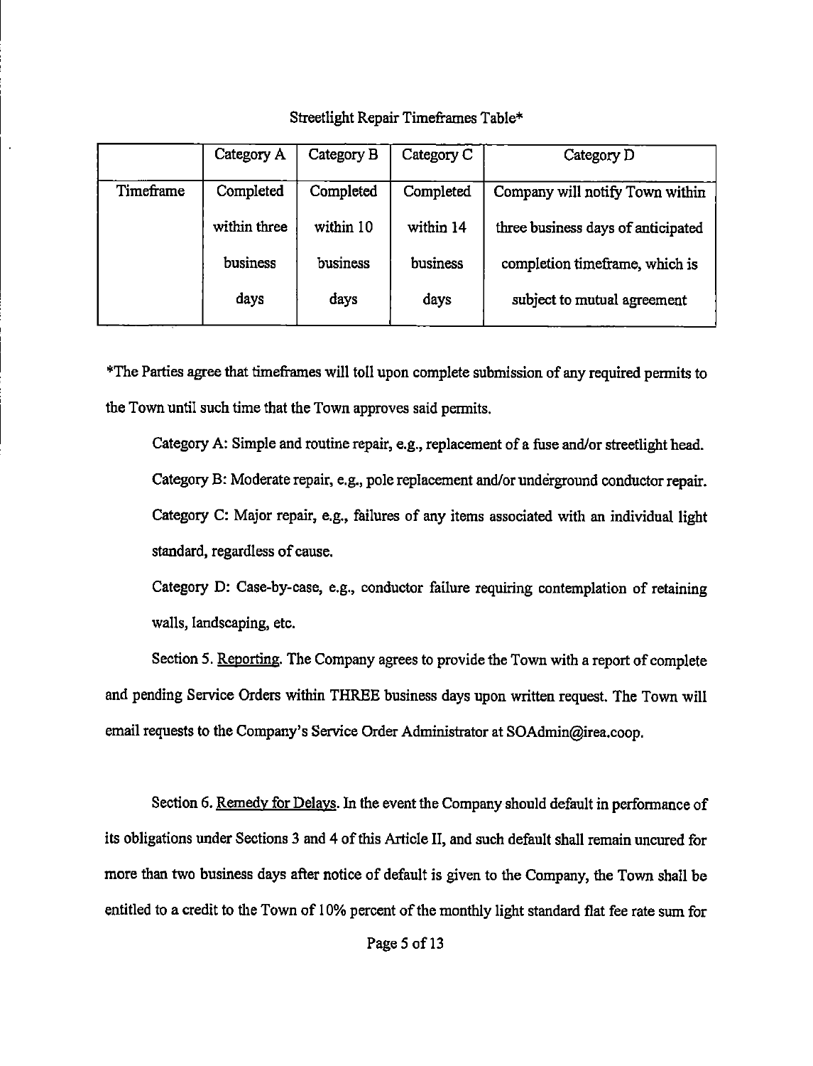Streetlight Repair Timeframes Table*

| | Category A | Category B | Category C | Category D |
|---|---|---|---|---|
| Timeframe | Completed within three business days | Completed within 10 business days | Completed within 14 business days | Company will notify Town within three business days of anticipated completion timeframe, which is subject to mutual agreement |

*The Parties agree that timeframes will toll upon complete submission of any required permits to the Town until such time that the Town approves said permits.

Category A: Simple and routine repair, e.g., replacement of a fuse and/or streetlight head.

Category B: Moderate repair, e.g., pole replacement and/or underground conductor repair.

Category C: Major repair, e.g., failures of any items associated with an individual light standard, regardless of cause.

Category D: Case-by-case, e.g., conductor failure requiring contemplation of retaining walls, landscaping, etc.

Section 5. <u>Reporting</u>. The Company agrees to provide the Town with a report of complete and pending Service Orders within THREE business days upon written request. The Town will email requests to the Company's Service Order Administrator at SOAdmin@irea.coop.

Section 6. <u>Remedy for Delays</u>. In the event the Company should default in performance of its obligations under Sections 3 and 4 of this Article II, and such default shall remain uncured for more than two business days after notice of default is given to the Company, the Town shall be entitled to a credit to the Town of 10% percent of the monthly light standard flat fee rate sum for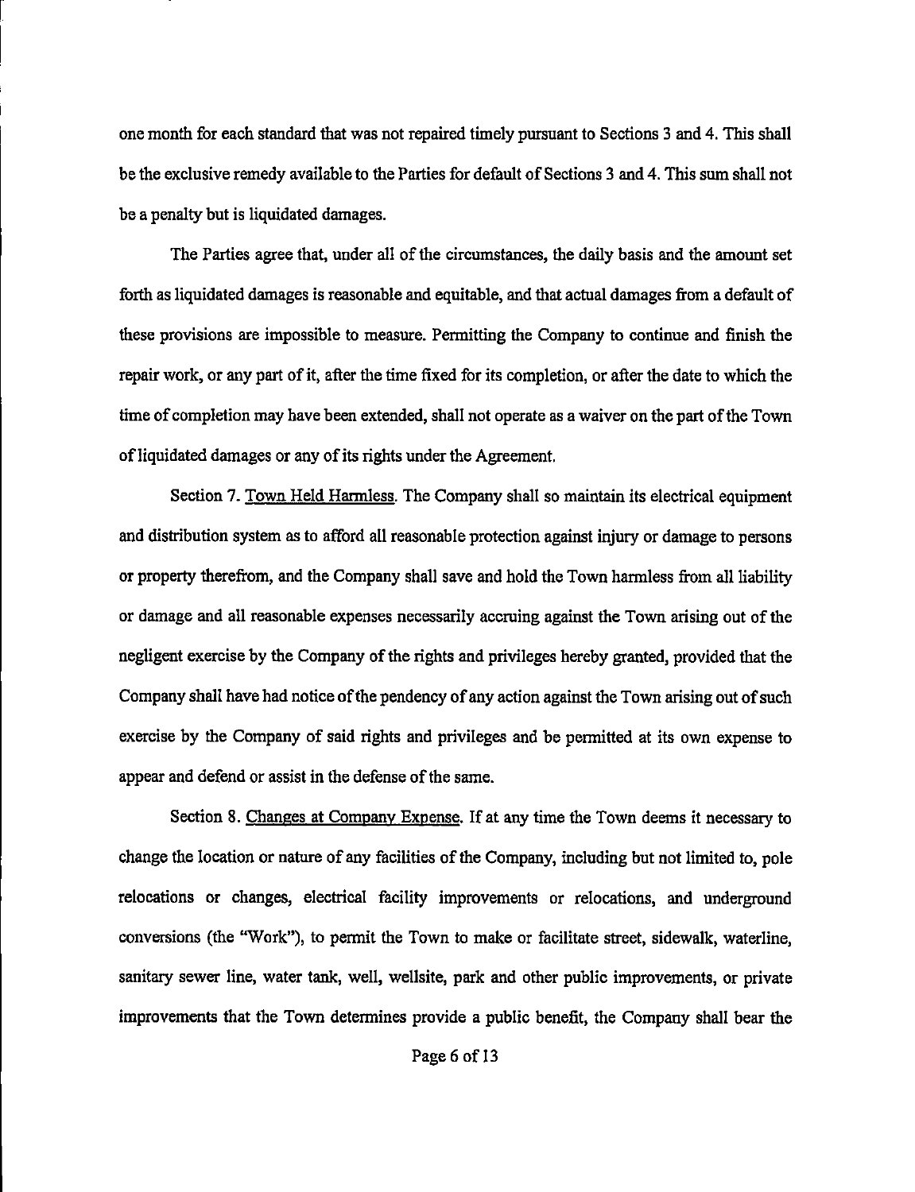one month for each standard that was not repaired timely pursuant to Sections 3 and 4. This shall be the exclusive remedy available to the Parties for default of Sections 3 and 4. This sum shall not be a penalty but is liquidated damages.

The Parties agree that, under all of the circumstances, the daily basis and the amount set forth as liquidated damages is reasonable and equitable, and that actual damages from a default of these provisions are impossible to measure. Permitting the Company to continue and finish the repair work, or any part of it, after the time fixed for its completion, or after the date to which the time of completion may have been extended, shall not operate as a waiver on the part of the Town of liquidated damages or any of its rights under the Agreement.

Section 7. Town Held Harmless. The Company shall so maintain its electrical equipment and distribution system as to afford all reasonable protection against injury or damage to persons or property therefrom, and the Company shall save and hold the Town harmless from all liability or damage and all reasonable expenses necessarily accruing against the Town arising out of the negligent exercise by the Company of the rights and privileges hereby granted, provided that the Company shall have had notice of the pendency of any action against the Town arising out of such exercise by the Company of said rights and privileges and be permitted at its own expense to appear and defend or assist in the defense of the same.

Section 8. Changes at Company Expense. If at any time the Town deems it necessary to change the location or nature of any facilities of the Company, including but not limited to, pole relocations or changes, electrical facility improvements or relocations, and underground conversions (the "Work"), to permit the Town to make or facilitate street, sidewalk, waterline, sanitary sewer line, water tank, well, wellsite, park and other public improvements, or private improvements that the Town determines provide a public benefit, the Company shall bear the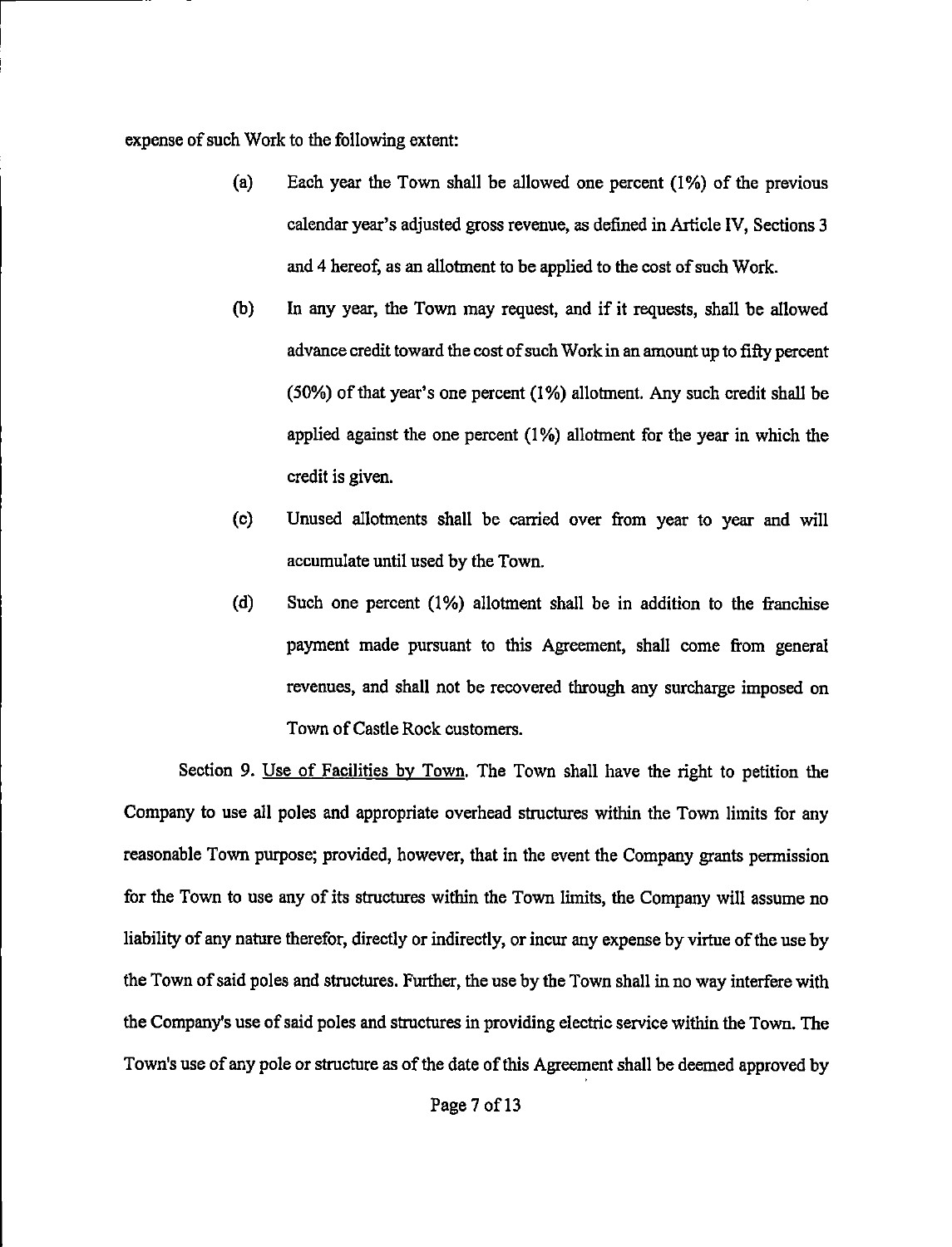expense of such Work to the following extent:

(a) Each year the Town shall be allowed one percent (1%) of the previous calendar year's adjusted gross revenue, as defined in Article IV, Sections 3 and 4 hereof, as an allotment to be applied to the cost of such Work.

(b) In any year, the Town may request, and if it requests, shall be allowed advance credit toward the cost of such Work in an amount up to fifty percent (50%) of that year's one percent (1%) allotment. Any such credit shall be applied against the one percent (1%) allotment for the year in which the credit is given.

(c) Unused allotments shall be carried over from year to year and will accumulate until used by the Town.

(d) Such one percent (1%) allotment shall be in addition to the franchise payment made pursuant to this Agreement, shall come from general revenues, and shall not be recovered through any surcharge imposed on Town of Castle Rock customers.

Section 9. Use of Facilities by Town. The Town shall have the right to petition the Company to use all poles and appropriate overhead structures within the Town limits for any reasonable Town purpose; provided, however, that in the event the Company grants permission for the Town to use any of its structures within the Town limits, the Company will assume no liability of any nature therefor, directly or indirectly, or incur any expense by virtue of the use by the Town of said poles and structures. Further, the use by the Town shall in no way interfere with the Company's use of said poles and structures in providing electric service within the Town. The Town's use of any pole or structure as of the date of this Agreement shall be deemed approved by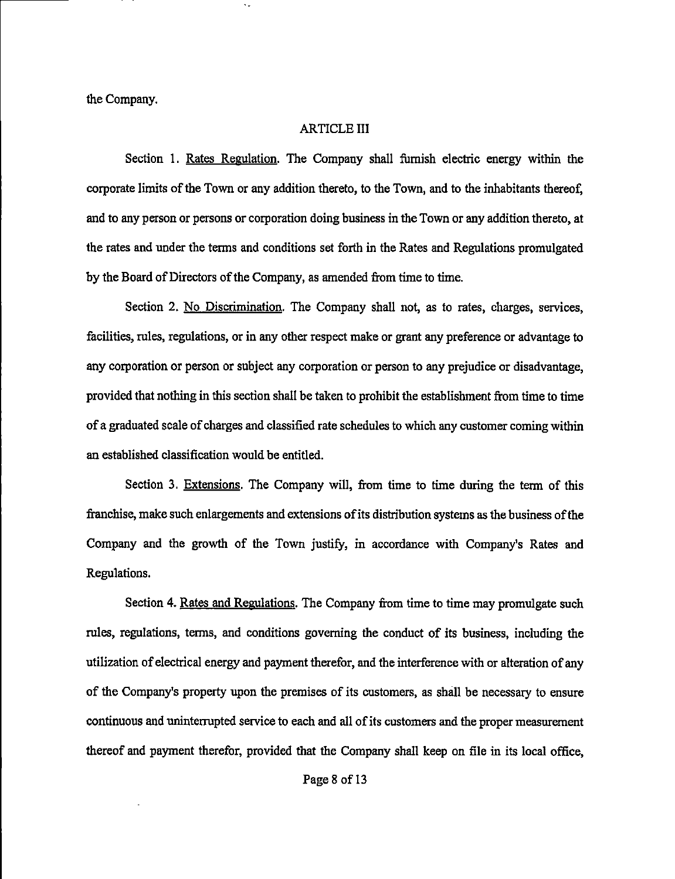the Company.

## ARTICLE III

Section 1. Rates Regulation. The Company shall furnish electric energy within the corporate limits of the Town or any addition thereto, to the Town, and to the inhabitants thereof, and to any person or persons or corporation doing business in the Town or any addition thereto, at the rates and under the terms and conditions set forth in the Rates and Regulations promulgated by the Board of Directors of the Company, as amended from time to time.

Section 2. No Discrimination. The Company shall not, as to rates, charges, services, facilities, rules, regulations, or in any other respect make or grant any preference or advantage to any corporation or person or subject any corporation or person to any prejudice or disadvantage, provided that nothing in this section shall be taken to prohibit the establishment from time to time of a graduated scale of charges and classified rate schedules to which any customer coming within an established classification would be entitled.

Section 3. Extensions. The Company will, from time to time during the term of this franchise, make such enlargements and extensions of its distribution systems as the business of the Company and the growth of the Town justify, in accordance with Company's Rates and Regulations.

Section 4. Rates and Regulations. The Company from time to time may promulgate such rules, regulations, terms, and conditions governing the conduct of its business, including the utilization of electrical energy and payment therefor, and the interference with or alteration of any of the Company's property upon the premises of its customers, as shall be necessary to ensure continuous and uninterrupted service to each and all of its customers and the proper measurement thereof and payment therefor, provided that the Company shall keep on file in its local office,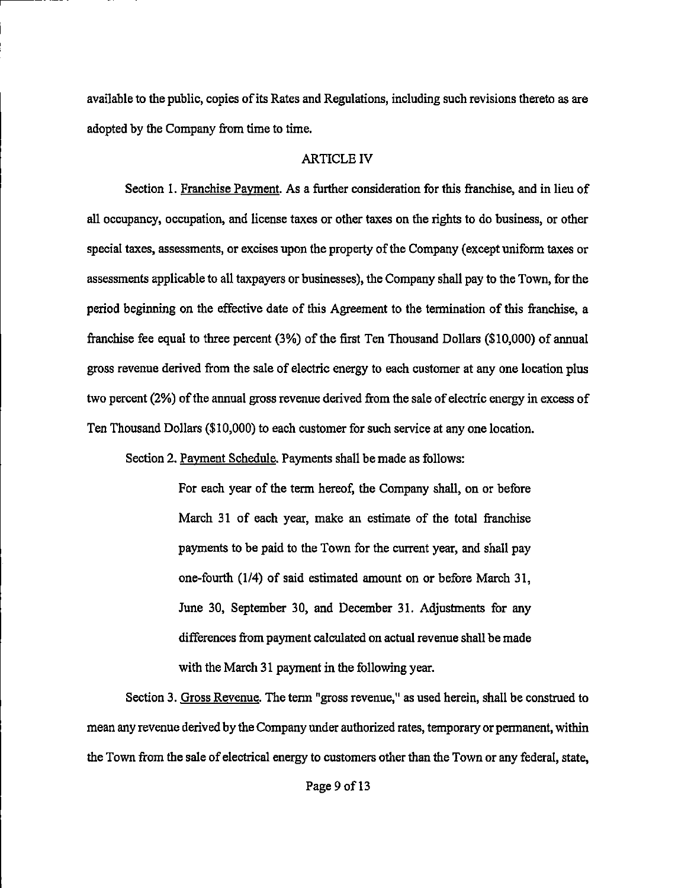available to the public, copies of its Rates and Regulations, including such revisions thereto as are adopted by the Company from time to time.

## ARTICLE IV

Section 1. Franchise Payment. As a further consideration for this franchise, and in lieu of all occupancy, occupation, and license taxes or other taxes on the rights to do business, or other special taxes, assessments, or excises upon the property of the Company (except uniform taxes or assessments applicable to all taxpayers or businesses), the Company shall pay to the Town, for the period beginning on the effective date of this Agreement to the termination of this franchise, a franchise fee equal to three percent (3%) of the first Ten Thousand Dollars ($10,000) of annual gross revenue derived from the sale of electric energy to each customer at any one location plus two percent (2%) of the annual gross revenue derived from the sale of electric energy in excess of Ten Thousand Dollars ($10,000) to each customer for such service at any one location.

Section 2. Payment Schedule. Payments shall be made as follows:

> For each year of the term hereof, the Company shall, on or before March 31 of each year, make an estimate of the total franchise payments to be paid to the Town for the current year, and shall pay one-fourth (1/4) of said estimated amount on or before March 31, June 30, September 30, and December 31. Adjustments for any differences from payment calculated on actual revenue shall be made with the March 31 payment in the following year.

Section 3. Gross Revenue. The term "gross revenue," as used herein, shall be construed to mean any revenue derived by the Company under authorized rates, temporary or permanent, within the Town from the sale of electrical energy to customers other than the Town or any federal, state,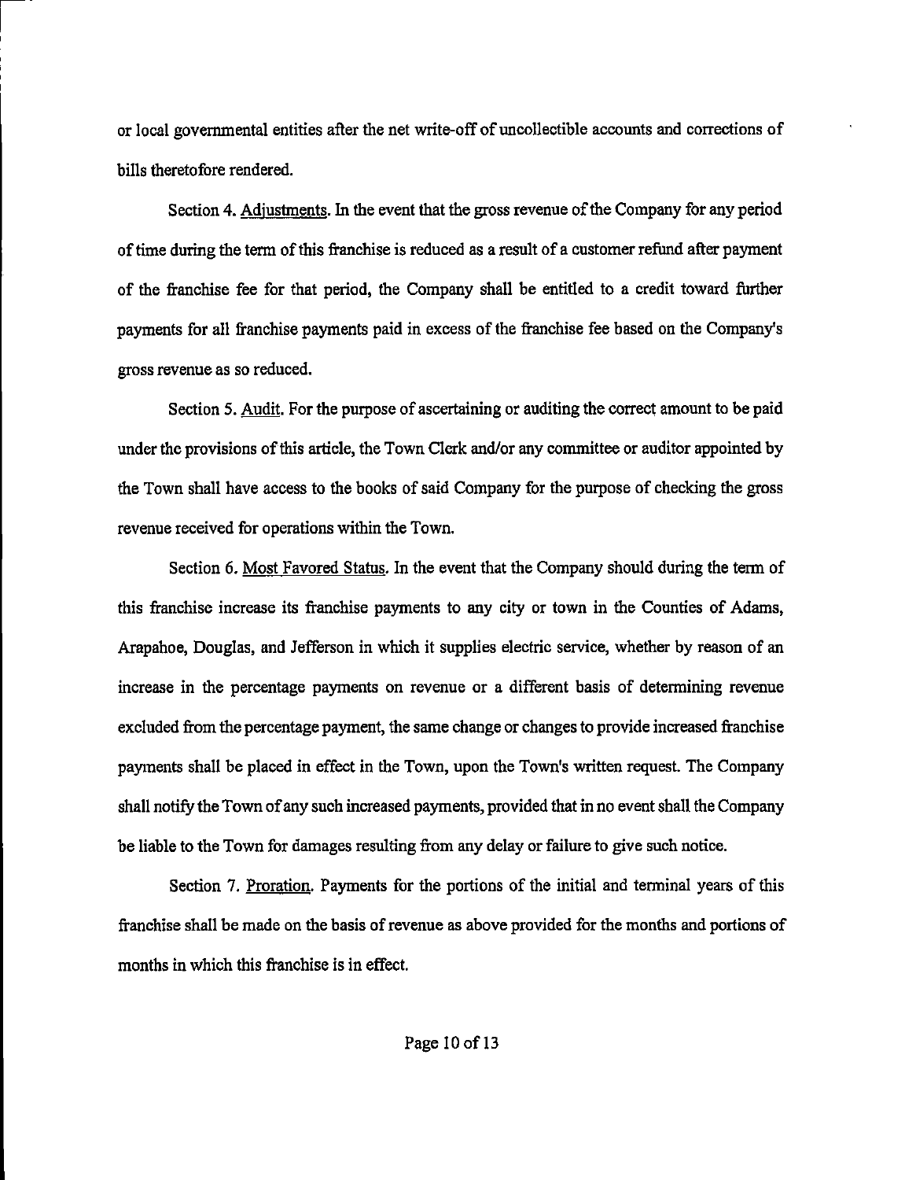or local governmental entities after the net write-off of uncollectible accounts and corrections of bills theretofore rendered.

Section 4. <u>Adjustments</u>. In the event that the gross revenue of the Company for any period of time during the term of this franchise is reduced as a result of a customer refund after payment of the franchise fee for that period, the Company shall be entitled to a credit toward further payments for all franchise payments paid in excess of the franchise fee based on the Company's gross revenue as so reduced.

Section 5. <u>Audit</u>. For the purpose of ascertaining or auditing the correct amount to be paid under the provisions of this article, the Town Clerk and/or any committee or auditor appointed by the Town shall have access to the books of said Company for the purpose of checking the gross revenue received for operations within the Town.

Section 6. <u>Most Favored Status</u>. In the event that the Company should during the term of this franchise increase its franchise payments to any city or town in the Counties of Adams, Arapahoe, Douglas, and Jefferson in which it supplies electric service, whether by reason of an increase in the percentage payments on revenue or a different basis of determining revenue excluded from the percentage payment, the same change or changes to provide increased franchise payments shall be placed in effect in the Town, upon the Town's written request. The Company shall notify the Town of any such increased payments, provided that in no event shall the Company be liable to the Town for damages resulting from any delay or failure to give such notice.

Section 7. <u>Proration</u>. Payments for the portions of the initial and terminal years of this franchise shall be made on the basis of revenue as above provided for the months and portions of months in which this franchise is in effect.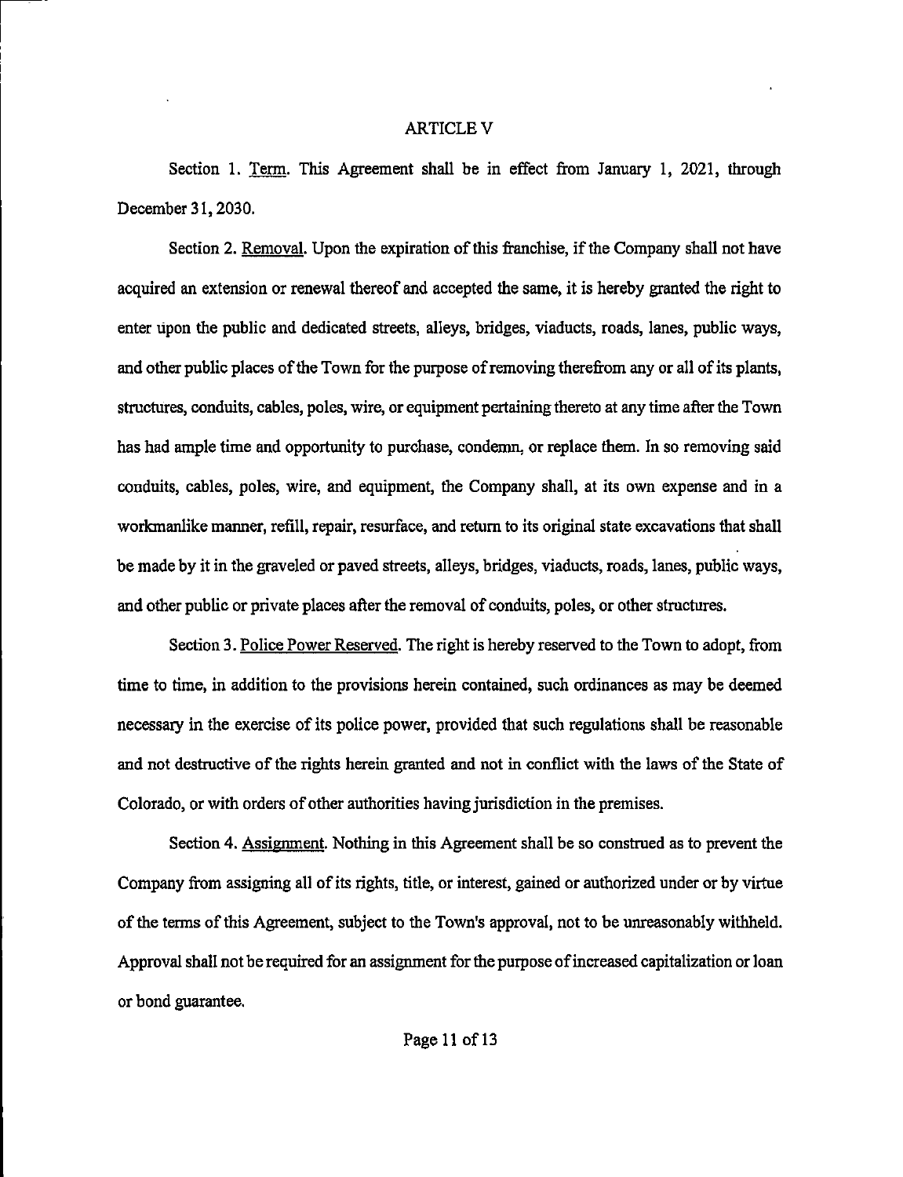## ARTICLE V

Section 1. Term. This Agreement shall be in effect from January 1, 2021, through December 31, 2030.

Section 2. Removal. Upon the expiration of this franchise, if the Company shall not have acquired an extension or renewal thereof and accepted the same, it is hereby granted the right to enter upon the public and dedicated streets, alleys, bridges, viaducts, roads, lanes, public ways, and other public places of the Town for the purpose of removing therefrom any or all of its plants, structures, conduits, cables, poles, wire, or equipment pertaining thereto at any time after the Town has had ample time and opportunity to purchase, condemn, or replace them. In so removing said conduits, cables, poles, wire, and equipment, the Company shall, at its own expense and in a workmanlike manner, refill, repair, resurface, and return to its original state excavations that shall be made by it in the graveled or paved streets, alleys, bridges, viaducts, roads, lanes, public ways, and other public or private places after the removal of conduits, poles, or other structures.

Section 3. Police Power Reserved. The right is hereby reserved to the Town to adopt, from time to time, in addition to the provisions herein contained, such ordinances as may be deemed necessary in the exercise of its police power, provided that such regulations shall be reasonable and not destructive of the rights herein granted and not in conflict with the laws of the State of Colorado, or with orders of other authorities having jurisdiction in the premises.

Section 4. Assignment. Nothing in this Agreement shall be so construed as to prevent the Company from assigning all of its rights, title, or interest, gained or authorized under or by virtue of the terms of this Agreement, subject to the Town's approval, not to be unreasonably withheld. Approval shall not be required for an assignment for the purpose of increased capitalization or loan or bond guarantee.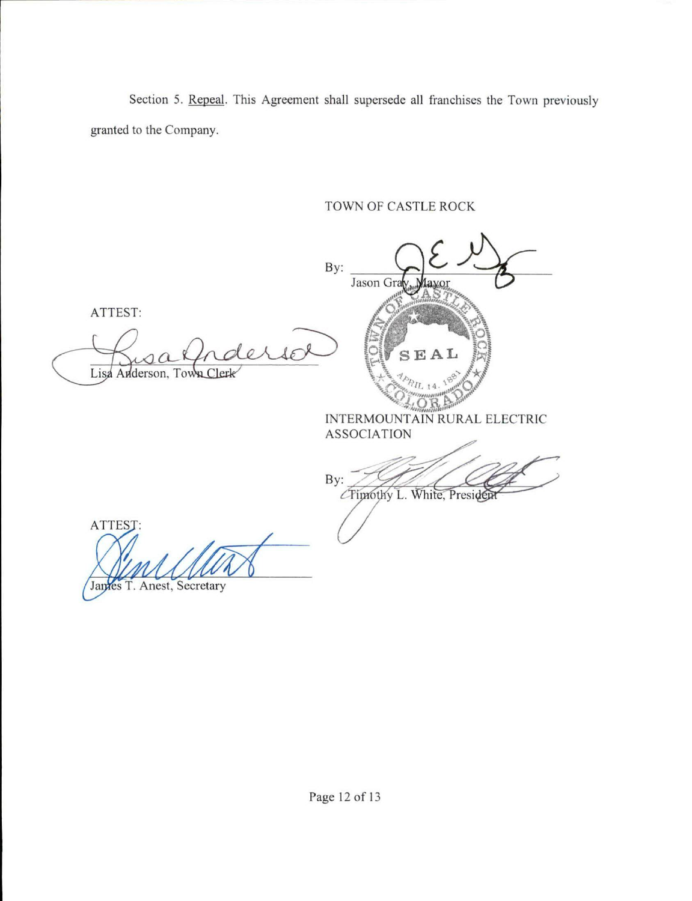Section 5. Repeal. This Agreement shall supersede all franchises the Town previously granted to the Company.

TOWN OF CASTLE ROCK

By: ______________________
Jason Gray, Mayor

ATTEST:

______________________
Lisa Anderson, Town Clerk

TOWN OF CASTLE ROCK SEAL APRIL 14, 1881 COLORADO

INTERMOUNTAIN RURAL ELECTRIC ASSOCIATION

By: ______________________
Timothy L. White, President

ATTEST:

______________________
James T. Anest, Secretary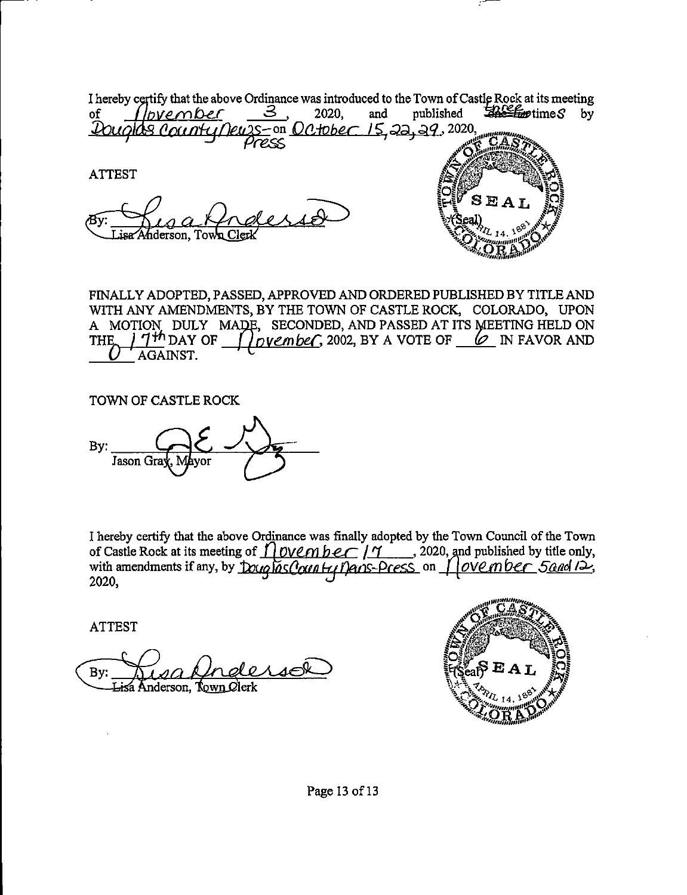I hereby certify that the above Ordinance was introduced to the Town of Castle Rock at its meeting of November 3, 2020, and published three times by Douglas County News-Press on October 15, 22, 29, 2020.

ATTEST

By: Lisa Anderson, Town Clerk

(Seal)

FINALLY ADOPTED, PASSED, APPROVED AND ORDERED PUBLISHED BY TITLE AND WITH ANY AMENDMENTS, BY THE TOWN OF CASTLE ROCK, COLORADO, UPON A MOTION DULY MADE, SECONDED, AND PASSED AT ITS MEETING HELD ON THE 17th DAY OF November, 2002, BY A VOTE OF 6 IN FAVOR AND 0 AGAINST.

TOWN OF CASTLE ROCK

By: Jason Gray, Mayor

I hereby certify that the above Ordinance was finally adopted by the Town Council of the Town of Castle Rock at its meeting of November 17, 2020, and published by title only, with amendments if any, by Douglas County News-Press on November 5 and 12, 2020,

ATTEST

By: Lisa Anderson, Town Clerk

(Seal)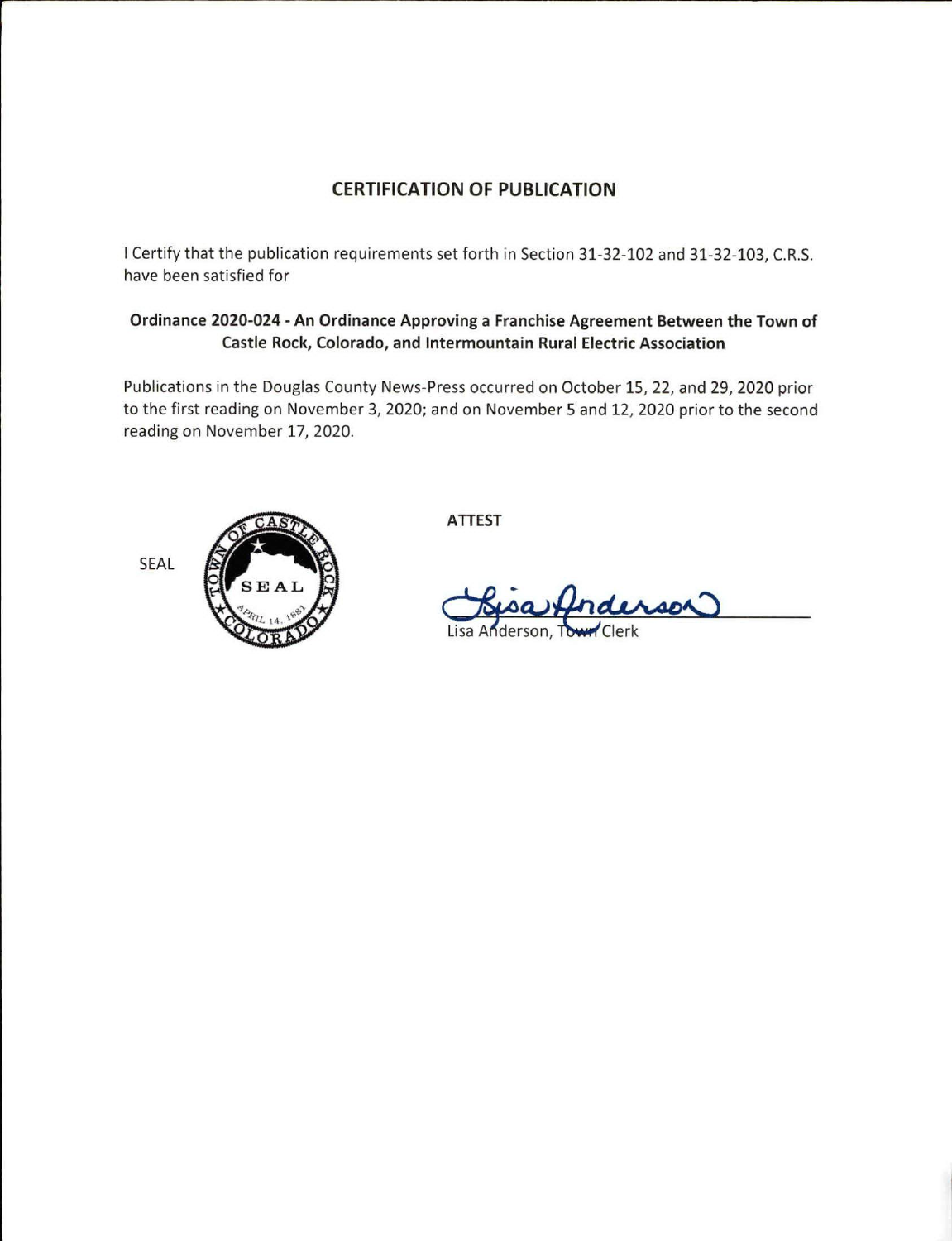# CERTIFICATION OF PUBLICATION

I Certify that the publication requirements set forth in Section 31-32-102 and 31-32-103, C.R.S. have been satisfied for

**Ordinance 2020-024 - An Ordinance Approving a Franchise Agreement Between the Town of Castle Rock, Colorado, and Intermountain Rural Electric Association**

Publications in the Douglas County News-Press occurred on October 15, 22, and 29, 2020 prior to the first reading on November 3, 2020; and on November 5 and 12, 2020 prior to the second reading on November 17, 2020.

SEAL

TOWN OF CASTLE ROCK
SEAL
APRIL 14, 1881
COLORADO

ATTEST

Lisa Anderson

Lisa Anderson, Town Clerk